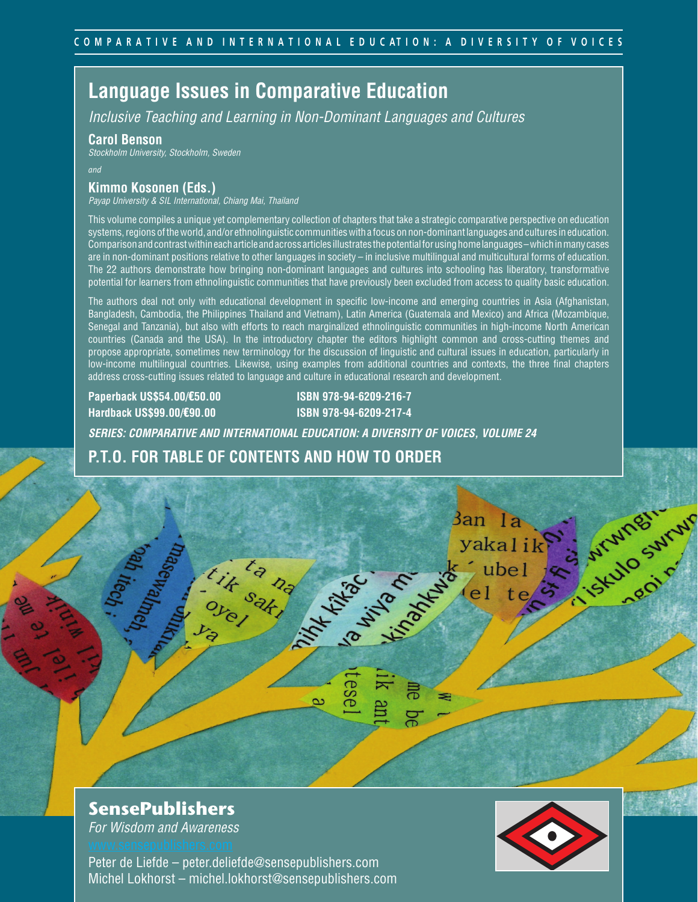COMPARATIVE AND INTERNATIONAL EDUCATION: A DIVERSITY OF VOICES

# Language Issues in Comparative Education

*Inclusive Teaching and Learning in Non-Dominant Languages and Cultures*

**Carol Benson**
*Stockholm University, Stockholm, Sweden*

*and*

**Kimmo Kosonen (Eds.)**
*Payap University & SIL International, Chiang Mai, Thailand*

This volume compiles a unique yet complementary collection of chapters that take a strategic comparative perspective on education systems, regions of the world, and/or ethnolinguistic communities with a focus on non-dominant languages and cultures in education. Comparison and contrast within each article and across articles illustrates the potential for using home languages – which in many cases are in non-dominant positions relative to other languages in society – in inclusive multilingual and multicultural forms of education. The 22 authors demonstrate how bringing non-dominant languages and cultures into schooling has liberatory, transformative potential for learners from ethnolinguistic communities that have previously been excluded from access to quality basic education.

The authors deal not only with educational development in specific low-income and emerging countries in Asia (Afghanistan, Bangladesh, Cambodia, the Philippines Thailand and Vietnam), Latin America (Guatemala and Mexico) and Africa (Mozambique, Senegal and Tanzania), but also with efforts to reach marginalized ethnolinguistic communities in high-income North American countries (Canada and the USA). In the introductory chapter the editors highlight common and cross-cutting themes and propose appropriate, sometimes new terminology for the discussion of linguistic and cultural issues in education, particularly in low-income multilingual countries. Likewise, using examples from additional countries and contexts, the three final chapters address cross-cutting issues related to language and culture in educational research and development.

**Paperback US$54.00/€50.00** **ISBN 978-94-6209-216-7**
**Hardback US$99.00/€90.00** **ISBN 978-94-6209-217-4**

***SERIES: COMPARATIVE AND INTERNATIONAL EDUCATION: A DIVERSITY OF VOICES, VOLUME 24***

## P.T.O. FOR TABLE OF CONTENTS AND HOW TO ORDER

**SensePublishers**
*For Wisdom and Awareness*
www.sensepublishers.com
Peter de Liefde – peter.deliefde@sensepublishers.com
Michel Lokhorst – michel.lokhorst@sensepublishers.com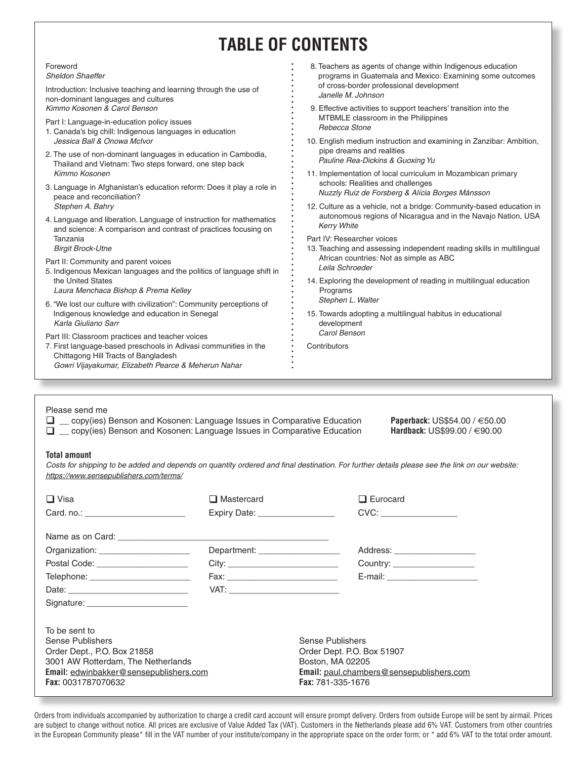# TABLE OF CONTENTS

Foreword
*Sheldon Shaeffer*

Introduction: Inclusive teaching and learning through the use of non-dominant languages and cultures
*Kimmo Kosonen & Carol Benson*

Part I: Language-in-education policy issues

1. Canada's big chill: Indigenous languages in education
   *Jessica Ball & Onowa McIvor*
2. The use of non-dominant languages in education in Cambodia, Thailand and Vietnam: Two steps forward, one step back
   *Kimmo Kosonen*
3. Language in Afghanistan's education reform: Does it play a role in peace and reconciliation?
   *Stephen A. Bahry*
4. Language and liberation. Language of instruction for mathematics and science: A comparison and contrast of practices focusing on Tanzania
   *Birgit Brock-Utne*

Part II: Community and parent voices

5. Indigenous Mexican languages and the politics of language shift in the United States
   *Laura Menchaca Bishop & Prema Kelley*
6. "We lost our culture with civilization": Community perceptions of Indigenous knowledge and education in Senegal
   *Karla Giuliano Sarr*

Part III: Classroom practices and teacher voices

7. First language-based preschools in Adivasi communities in the Chittagong Hill Tracts of Bangladesh
   *Gowri Vijayakumar, Elizabeth Pearce & Meherun Nahar*
8. Teachers as agents of change within Indigenous education programs in Guatemala and Mexico: Examining some outcomes of cross-border professional development
   *Janelle M. Johnson*
9. Effective activities to support teachers' transition into the MTBMLE classroom in the Philippines
   *Rebecca Stone*
10. English medium instruction and examining in Zanzibar: Ambition, pipe dreams and realities
    *Pauline Rea-Dickins & Guoxing Yu*
11. Implementation of local curriculum in Mozambican primary schools: Realities and challenges
    *Nuzzly Ruiz de Forsberg & Alícia Borges Månsson*
12. Culture as a vehicle, not a bridge: Community-based education in autonomous regions of Nicaragua and in the Navajo Nation, USA
    *Kerry White*

Part IV: Researcher voices

13. Teaching and assessing independent reading skills in multilingual African countries: Not as simple as ABC
    *Leila Schroeder*
14. Exploring the development of reading in multilingual education Programs
    *Stephen L. Walter*
15. Towards adopting a multilingual habitus in educational development
    *Carol Benson*

Contributors

---

Please send me

- ❑ __ copy(ies) Benson and Kosonen: Language Issues in Comparative Education — **Paperback:** US$54.00 / €50.00
- ❑ __ copy(ies) Benson and Kosonen: Language Issues in Comparative Education — **Hardback:** US$99.00 / €90.00

**Total amount**

*Costs for shipping to be added and depends on quantity ordered and final destination. For further details please see the link on our website: https://www.sensepublishers.com/terms/*

❑ Visa ❑ Mastercard ❑ Eurocard

Card. no.: ____________________ Expiry Date: ________________ CVC: ________________

Name as on Card: ____________________________________________

Organization: ____________________ Department: ________________ Address: ________________

Postal Code: ____________________ City: ________________________ Country: ________________

Telephone: ______________________ Fax: ________________________ E-mail: ___________________

Date: __________________________ VAT: ________________________

Signature: _____________________

To be sent to

Sense Publishers
Order Dept., P.O. Box 21858
3001 AW Rotterdam, The Netherlands
**Email:** edwinbakker@sensepublishers.com
**Fax:** 0031787070632

Sense Publishers
Order Dept. P.O. Box 51907
Boston, MA 02205
**Email:** paul.chambers@sensepublishers.com
**Fax:** 781-335-1676

Orders from individuals accompanied by authorization to charge a credit card account will ensure prompt delivery. Orders from outside Europe will be sent by airmail. Prices are subject to change without notice. All prices are exclusive of Value Added Tax (VAT). Customers in the Netherlands please add 6% VAT. Customers from other countries in the European Community please* fill in the VAT number of your institute/company in the appropriate space on the order form; or * add 6% VAT to the total order amount.